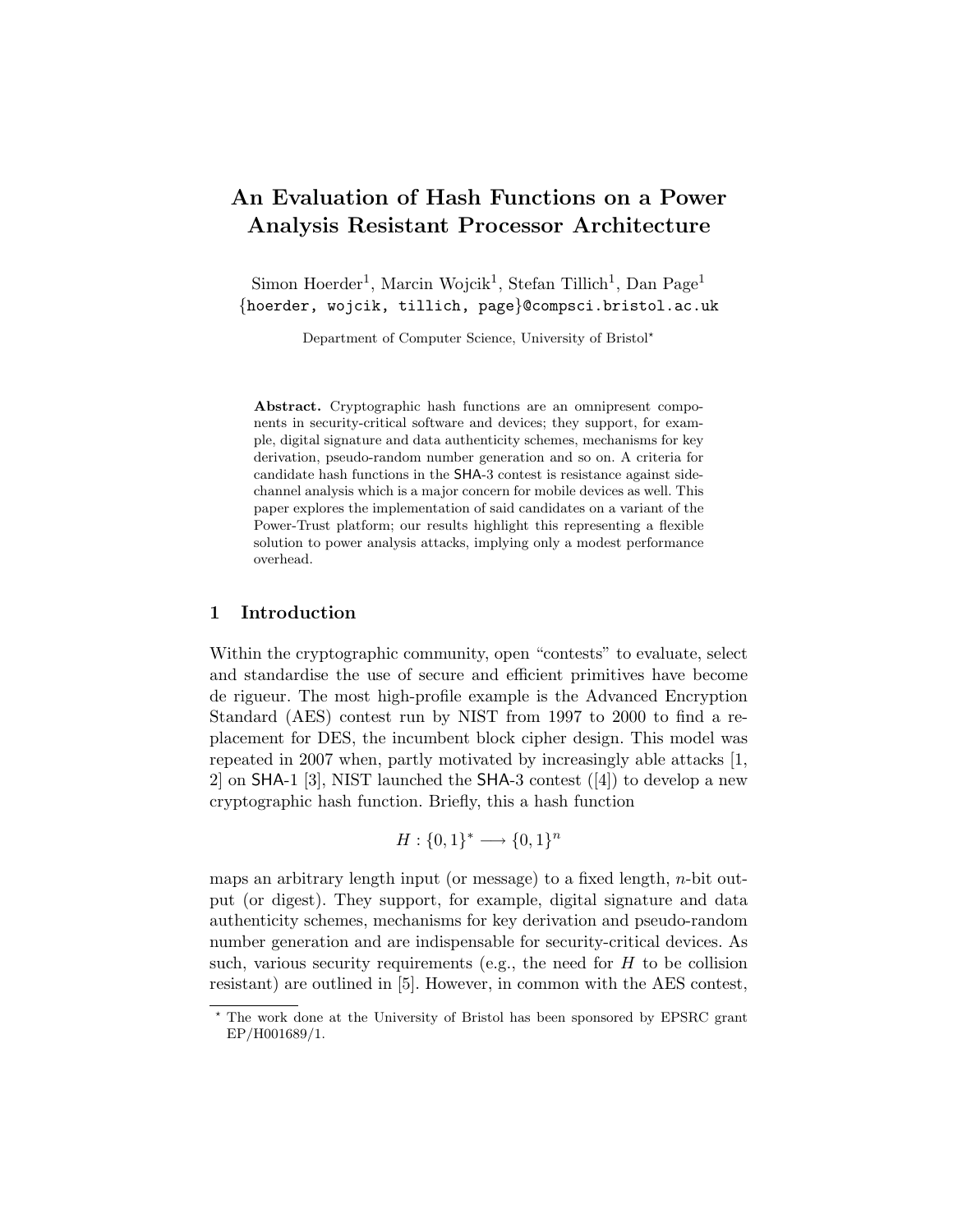# An Evaluation of Hash Functions on a Power Analysis Resistant Processor Architecture

Simon Hoerder[1], Marcin Wojcik[1], Stefan Tillich[1], Dan Page[1]
{hoerder, wojcik, tillich, page}@compsci.bristol.ac.uk

Department of Computer Science, University of Bristol*

**Abstract.** Cryptographic hash functions are an omnipresent components in security-critical software and devices; they support, for example, digital signature and data authenticity schemes, mechanisms for key derivation, pseudo-random number generation and so on. A criteria for candidate hash functions in the SHA-3 contest is resistance against side-channel analysis which is a major concern for mobile devices as well. This paper explores the implementation of said candidates on a variant of the Power-Trust platform; our results highlight this representing a flexible solution to power analysis attacks, implying only a modest performance overhead.

## 1 Introduction

Within the cryptographic community, open "contests" to evaluate, select and standardise the use of secure and efficient primitives have become de rigueur. The most high-profile example is the Advanced Encryption Standard (AES) contest run by NIST from 1997 to 2000 to find a replacement for DES, the incumbent block cipher design. This model was repeated in 2007 when, partly motivated by increasingly able attacks [1, 2] on SHA-1 [3], NIST launched the SHA-3 contest ([4]) to develop a new cryptographic hash function. Briefly, this a hash function

$$H : \{0,1\}^* \longrightarrow \{0,1\}^n$$

maps an arbitrary length input (or message) to a fixed length, $n$-bit output (or digest). They support, for example, digital signature and data authenticity schemes, mechanisms for key derivation and pseudo-random number generation and are indispensable for security-critical devices. As such, various security requirements (e.g., the need for $H$ to be collision resistant) are outlined in [5]. However, in common with the AES contest,

* The work done at the University of Bristol has been sponsored by EPSRC grant EP/H001689/1.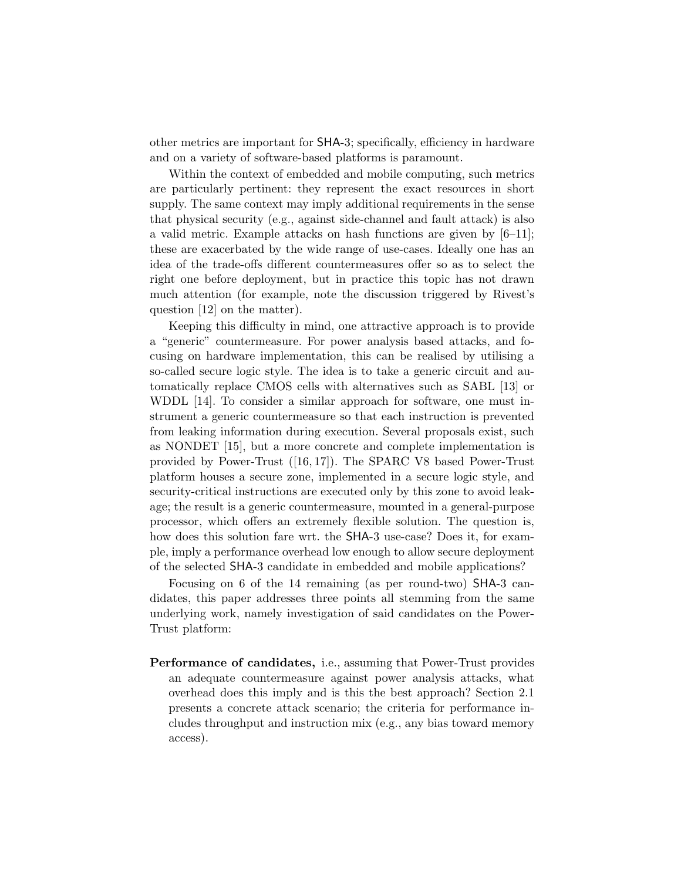other metrics are important for SHA-3; specifically, efficiency in hardware and on a variety of software-based platforms is paramount.

Within the context of embedded and mobile computing, such metrics are particularly pertinent: they represent the exact resources in short supply. The same context may imply additional requirements in the sense that physical security (e.g., against side-channel and fault attack) is also a valid metric. Example attacks on hash functions are given by [6–11]; these are exacerbated by the wide range of use-cases. Ideally one has an idea of the trade-offs different countermeasures offer so as to select the right one before deployment, but in practice this topic has not drawn much attention (for example, note the discussion triggered by Rivest's question [12] on the matter).

Keeping this difficulty in mind, one attractive approach is to provide a "generic" countermeasure. For power analysis based attacks, and focusing on hardware implementation, this can be realised by utilising a so-called secure logic style. The idea is to take a generic circuit and automatically replace CMOS cells with alternatives such as SABL [13] or WDDL [14]. To consider a similar approach for software, one must instrument a generic countermeasure so that each instruction is prevented from leaking information during execution. Several proposals exist, such as NONDET [15], but a more concrete and complete implementation is provided by Power-Trust ([16, 17]). The SPARC V8 based Power-Trust platform houses a secure zone, implemented in a secure logic style, and security-critical instructions are executed only by this zone to avoid leakage; the result is a generic countermeasure, mounted in a general-purpose processor, which offers an extremely flexible solution. The question is, how does this solution fare wrt. the SHA-3 use-case? Does it, for example, imply a performance overhead low enough to allow secure deployment of the selected SHA-3 candidate in embedded and mobile applications?

Focusing on 6 of the 14 remaining (as per round-two) SHA-3 candidates, this paper addresses three points all stemming from the same underlying work, namely investigation of said candidates on the Power-Trust platform:

**Performance of candidates,** i.e., assuming that Power-Trust provides an adequate countermeasure against power analysis attacks, what overhead does this imply and is this the best approach? Section 2.1 presents a concrete attack scenario; the criteria for performance includes throughput and instruction mix (e.g., any bias toward memory access).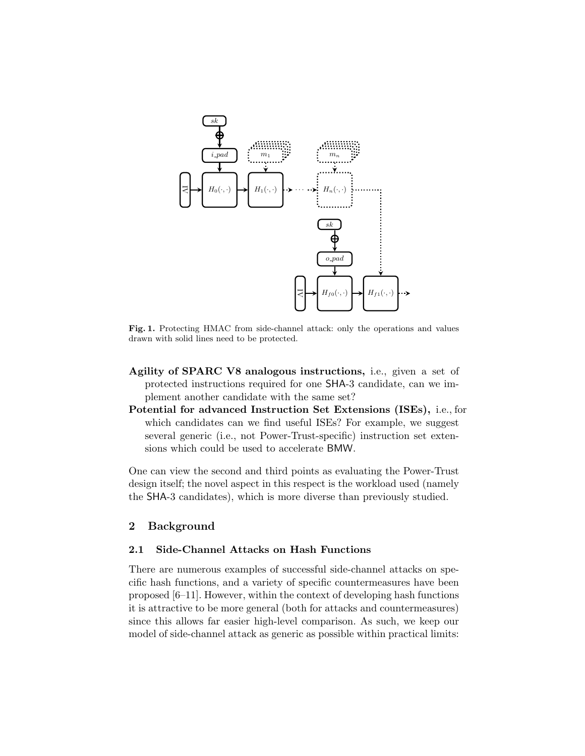**Fig. 1.** Protecting HMAC from side-channel attack: only the operations and values drawn with solid lines need to be protected.

**Agility of SPARC V8 analogous instructions,** i.e., given a set of protected instructions required for one SHA-3 candidate, can we implement another candidate with the same set?

**Potential for advanced Instruction Set Extensions (ISEs),** i.e., for which candidates can we find useful ISEs? For example, we suggest several generic (i.e., not Power-Trust-specific) instruction set extensions which could be used to accelerate BMW.

One can view the second and third points as evaluating the Power-Trust design itself; the novel aspect in this respect is the workload used (namely the SHA-3 candidates), which is more diverse than previously studied.

## 2 Background

### 2.1 Side-Channel Attacks on Hash Functions

There are numerous examples of successful side-channel attacks on specific hash functions, and a variety of specific countermeasures have been proposed [6–11]. However, within the context of developing hash functions it is attractive to be more general (both for attacks and countermeasures) since this allows far easier high-level comparison. As such, we keep our model of side-channel attack as generic as possible within practical limits: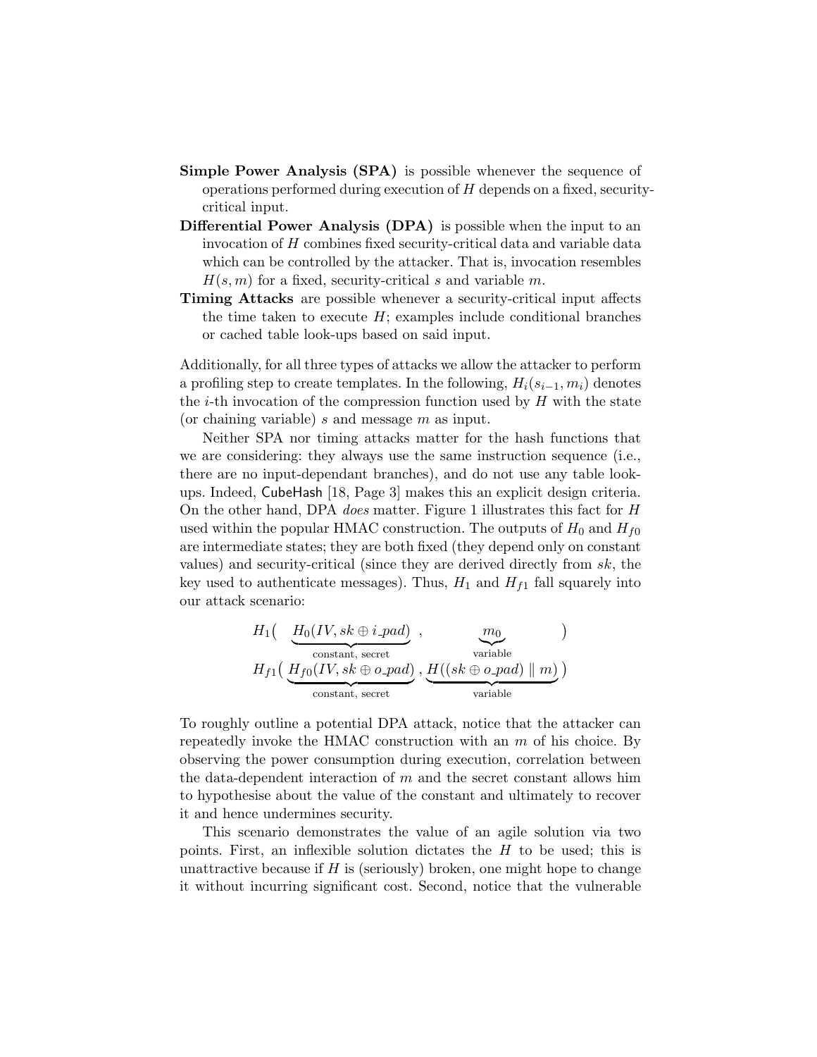**Simple Power Analysis (SPA)** is possible whenever the sequence of operations performed during execution of $H$ depends on a fixed, security-critical input.

**Differential Power Analysis (DPA)** is possible when the input to an invocation of $H$ combines fixed security-critical data and variable data which can be controlled by the attacker. That is, invocation resembles $H(s, m)$ for a fixed, security-critical $s$ and variable $m$.

**Timing Attacks** are possible whenever a security-critical input affects the time taken to execute $H$; examples include conditional branches or cached table look-ups based on said input.

Additionally, for all three types of attacks we allow the attacker to perform a profiling step to create templates. In the following, $H_i(s_{i-1}, m_i)$ denotes the $i$-th invocation of the compression function used by $H$ with the state (or chaining variable) $s$ and message $m$ as input.

Neither SPA nor timing attacks matter for the hash functions that we are considering: they always use the same instruction sequence (i.e., there are no input-dependant branches), and do not use any table look-ups. Indeed, CubeHash [18, Page 3] makes this an explicit design criteria. On the other hand, DPA *does* matter. Figure 1 illustrates this fact for $H$ used within the popular HMAC construction. The outputs of $H_0$ and $H_{f0}$ are intermediate states; they are both fixed (they depend only on constant values) and security-critical (since they are derived directly from $sk$, the key used to authenticate messages). Thus, $H_1$ and $H_{f1}$ fall squarely into our attack scenario:

$$
\begin{aligned}
&H_1\big(\underbrace{H_0(IV, sk \oplus i\_pad)}_{\text{constant, secret}}, \underbrace{m_0}_{\text{variable}}\big) \\
&H_{f1}\big(\underbrace{H_{f0}(IV, sk \oplus o\_pad)}_{\text{constant, secret}}, \underbrace{H((sk \oplus o\_pad) \parallel m)}_{\text{variable}}\big)
\end{aligned}
$$

To roughly outline a potential DPA attack, notice that the attacker can repeatedly invoke the HMAC construction with an $m$ of his choice. By observing the power consumption during execution, correlation between the data-dependent interaction of $m$ and the secret constant allows him to hypothesise about the value of the constant and ultimately to recover it and hence undermines security.

This scenario demonstrates the value of an agile solution via two points. First, an inflexible solution dictates the $H$ to be used; this is unattractive because if $H$ is (seriously) broken, one might hope to change it without incurring significant cost. Second, notice that the vulnerable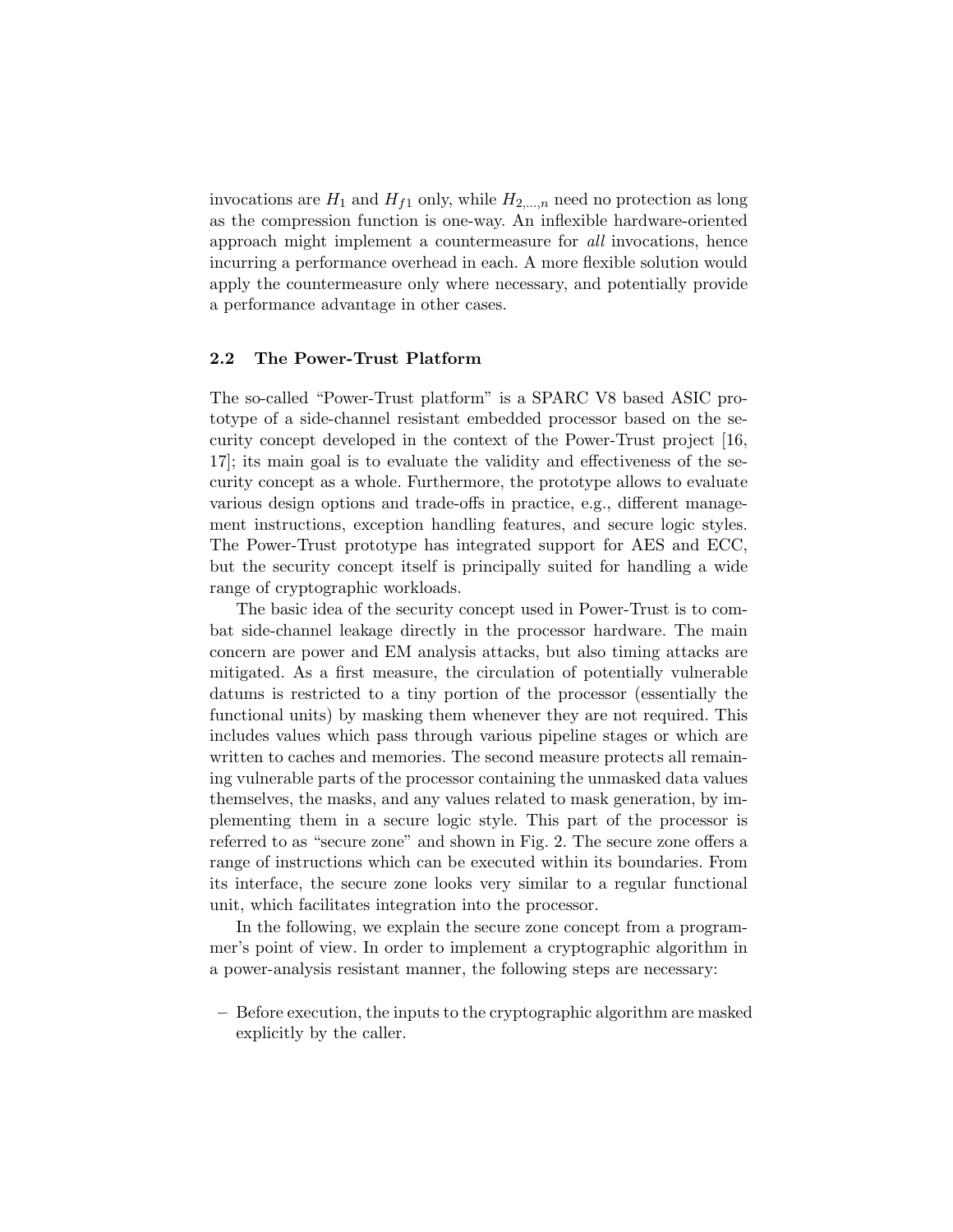invocations are $H_1$ and $H_{f1}$ only, while $H_{2,\ldots,n}$ need no protection as long as the compression function is one-way. An inflexible hardware-oriented approach might implement a countermeasure for *all* invocations, hence incurring a performance overhead in each. A more flexible solution would apply the countermeasure only where necessary, and potentially provide a performance advantage in other cases.

### 2.2 The Power-Trust Platform

The so-called "Power-Trust platform" is a SPARC V8 based ASIC prototype of a side-channel resistant embedded processor based on the security concept developed in the context of the Power-Trust project [16, 17]; its main goal is to evaluate the validity and effectiveness of the security concept as a whole. Furthermore, the prototype allows to evaluate various design options and trade-offs in practice, e.g., different management instructions, exception handling features, and secure logic styles. The Power-Trust prototype has integrated support for AES and ECC, but the security concept itself is principally suited for handling a wide range of cryptographic workloads.

The basic idea of the security concept used in Power-Trust is to combat side-channel leakage directly in the processor hardware. The main concern are power and EM analysis attacks, but also timing attacks are mitigated. As a first measure, the circulation of potentially vulnerable datums is restricted to a tiny portion of the processor (essentially the functional units) by masking them whenever they are not required. This includes values which pass through various pipeline stages or which are written to caches and memories. The second measure protects all remaining vulnerable parts of the processor containing the unmasked data values themselves, the masks, and any values related to mask generation, by implementing them in a secure logic style. This part of the processor is referred to as "secure zone" and shown in Fig. 2. The secure zone offers a range of instructions which can be executed within its boundaries. From its interface, the secure zone looks very similar to a regular functional unit, which facilitates integration into the processor.

In the following, we explain the secure zone concept from a programmer's point of view. In order to implement a cryptographic algorithm in a power-analysis resistant manner, the following steps are necessary:

- Before execution, the inputs to the cryptographic algorithm are masked explicitly by the caller.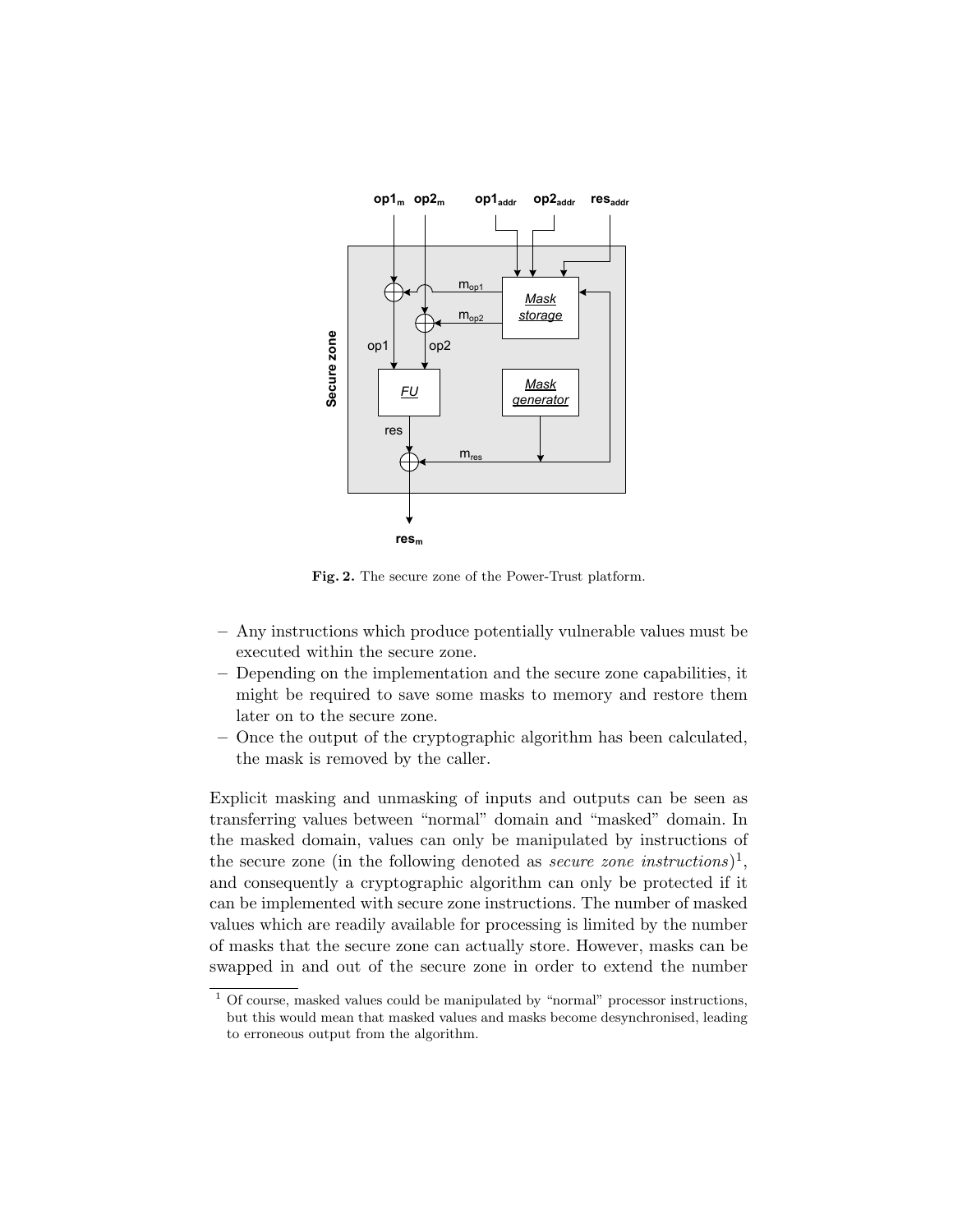**Fig. 2.** The secure zone of the Power-Trust platform.

- Any instructions which produce potentially vulnerable values must be executed within the secure zone.
- Depending on the implementation and the secure zone capabilities, it might be required to save some masks to memory and restore them later on to the secure zone.
- Once the output of the cryptographic algorithm has been calculated, the mask is removed by the caller.

Explicit masking and unmasking of inputs and outputs can be seen as transferring values between "normal" domain and "masked" domain. In the masked domain, values can only be manipulated by instructions of the secure zone (in the following denoted as *secure zone instructions*)[1], and consequently a cryptographic algorithm can only be protected if it can be implemented with secure zone instructions. The number of masked values which are readily available for processing is limited by the number of masks that the secure zone can actually store. However, masks can be swapped in and out of the secure zone in order to extend the number

[1] Of course, masked values could be manipulated by "normal" processor instructions, but this would mean that masked values and masks become desynchronised, leading to erroneous output from the algorithm.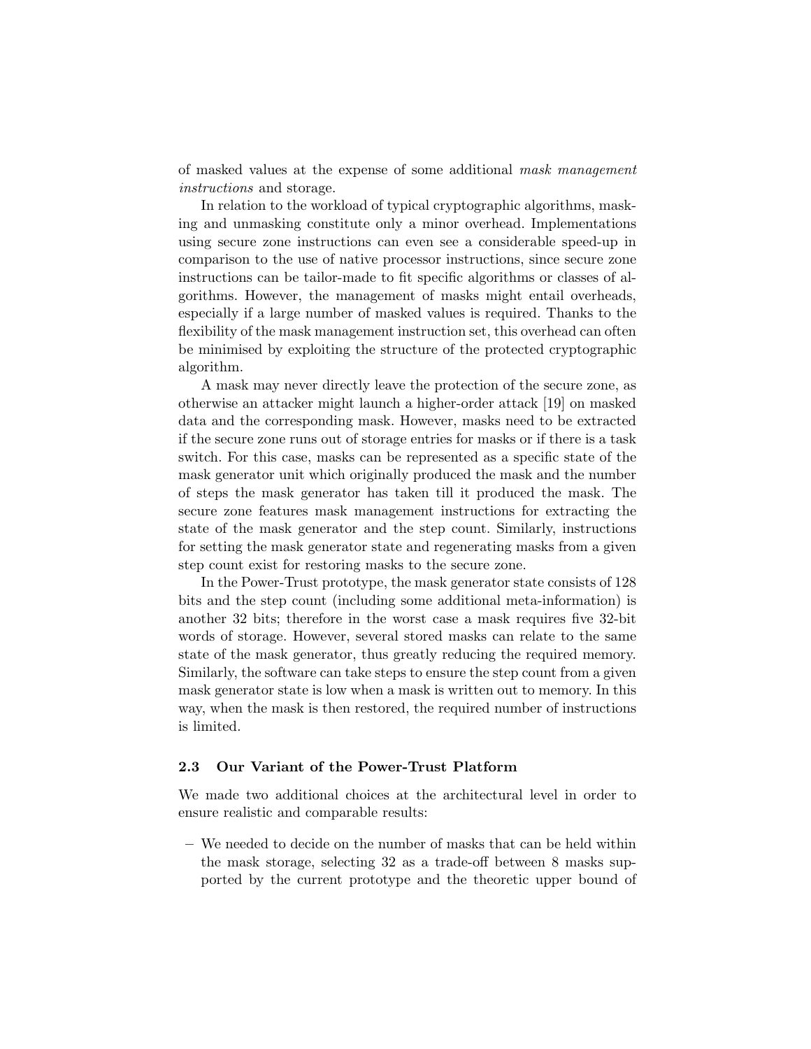of masked values at the expense of some additional *mask management instructions* and storage.

In relation to the workload of typical cryptographic algorithms, masking and unmasking constitute only a minor overhead. Implementations using secure zone instructions can even see a considerable speed-up in comparison to the use of native processor instructions, since secure zone instructions can be tailor-made to fit specific algorithms or classes of algorithms. However, the management of masks might entail overheads, especially if a large number of masked values is required. Thanks to the flexibility of the mask management instruction set, this overhead can often be minimised by exploiting the structure of the protected cryptographic algorithm.

A mask may never directly leave the protection of the secure zone, as otherwise an attacker might launch a higher-order attack [19] on masked data and the corresponding mask. However, masks need to be extracted if the secure zone runs out of storage entries for masks or if there is a task switch. For this case, masks can be represented as a specific state of the mask generator unit which originally produced the mask and the number of steps the mask generator has taken till it produced the mask. The secure zone features mask management instructions for extracting the state of the mask generator and the step count. Similarly, instructions for setting the mask generator state and regenerating masks from a given step count exist for restoring masks to the secure zone.

In the Power-Trust prototype, the mask generator state consists of 128 bits and the step count (including some additional meta-information) is another 32 bits; therefore in the worst case a mask requires five 32-bit words of storage. However, several stored masks can relate to the same state of the mask generator, thus greatly reducing the required memory. Similarly, the software can take steps to ensure the step count from a given mask generator state is low when a mask is written out to memory. In this way, when the mask is then restored, the required number of instructions is limited.

### 2.3 Our Variant of the Power-Trust Platform

We made two additional choices at the architectural level in order to ensure realistic and comparable results:

- We needed to decide on the number of masks that can be held within the mask storage, selecting 32 as a trade-off between 8 masks supported by the current prototype and the theoretic upper bound of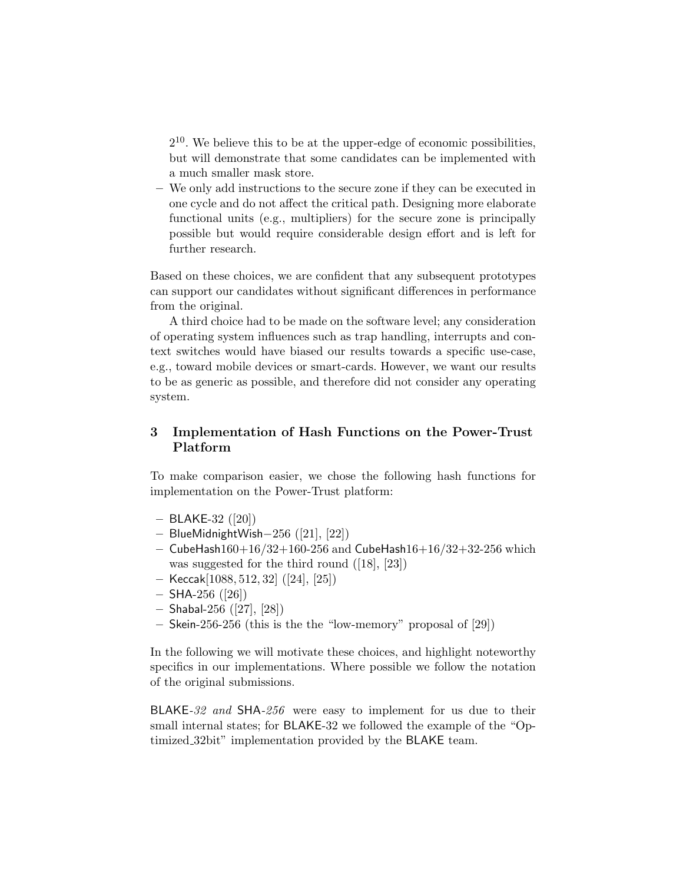$2^{10}$. We believe this to be at the upper-edge of economic possibilities, but will demonstrate that some candidates can be implemented with a much smaller mask store.

- We only add instructions to the secure zone if they can be executed in one cycle and do not affect the critical path. Designing more elaborate functional units (e.g., multipliers) for the secure zone is principally possible but would require considerable design effort and is left for further research.

Based on these choices, we are confident that any subsequent prototypes can support our candidates without significant differences in performance from the original.

A third choice had to be made on the software level; any consideration of operating system influences such as trap handling, interrupts and context switches would have biased our results towards a specific use-case, e.g., toward mobile devices or smart-cards. However, we want our results to be as generic as possible, and therefore did not consider any operating system.

## 3 Implementation of Hash Functions on the Power-Trust Platform

To make comparison easier, we chose the following hash functions for implementation on the Power-Trust platform:

- BLAKE-32 ([20])
- BlueMidnightWish−256 ([21], [22])
- CubeHash160+16/32+160-256 and CubeHash16+16/32+32-256 which was suggested for the third round ([18], [23])
- Keccak$[1088, 512, 32]$ ([24], [25])
- SHA-256 ([26])
- Shabal-256 ([27], [28])
- Skein-256-256 (this is the the "low-memory" proposal of [29])

In the following we will motivate these choices, and highlight noteworthy specifics in our implementations. Where possible we follow the notation of the original submissions.

BLAKE-*32 and* SHA-*256* were easy to implement for us due to their small internal states; for BLAKE-32 we followed the example of the "Optimized_32bit" implementation provided by the BLAKE team.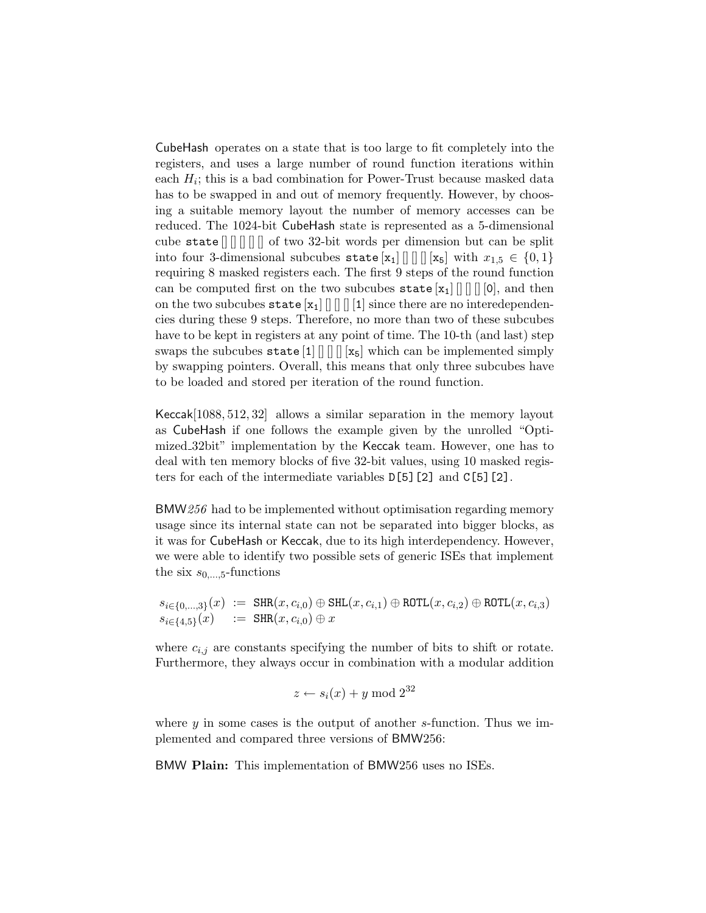CubeHash operates on a state that is too large to fit completely into the registers, and uses a large number of round function iterations within each $H_i$; this is a bad combination for Power-Trust because masked data has to be swapped in and out of memory frequently. However, by choosing a suitable memory layout the number of memory accesses can be reduced. The 1024-bit CubeHash state is represented as a 5-dimensional cube `state[][][][][]` of two 32-bit words per dimension but can be split into four 3-dimensional subcubes `state[x1][][][][x5]` with $x_{1,5} \in \{0,1\}$ requiring 8 masked registers each. The first 9 steps of the round function can be computed first on the two subcubes `state[x1][][][][0]`, and then on the two subcubes `state[x1][][][][1]` since there are no interedependencies during these 9 steps. Therefore, no more than two of these subcubes have to be kept in registers at any point of time. The 10-th (and last) step swaps the subcubes `state[1][][][][x5]` which can be implemented simply by swapping pointers. Overall, this means that only three subcubes have to be loaded and stored per iteration of the round function.

Keccak$[1088, 512, 32]$ allows a similar separation in the memory layout as CubeHash if one follows the example given by the unrolled "Optimized_32bit" implementation by the Keccak team. However, one has to deal with ten memory blocks of five 32-bit values, using 10 masked registers for each of the intermediate variables `D[5][2]` and `C[5][2]`.

BMW*256* had to be implemented without optimisation regarding memory usage since its internal state can not be separated into bigger blocks, as it was for CubeHash or Keccak, due to its high interdependency. However, we were able to identify two possible sets of generic ISEs that implement the six $s_{0,\ldots,5}$-functions

$$
\begin{aligned}
s_{i \in \{0,\ldots,3\}}(x) &:= \texttt{SHR}(x, c_{i,0}) \oplus \texttt{SHL}(x, c_{i,1}) \oplus \texttt{ROTL}(x, c_{i,2}) \oplus \texttt{ROTL}(x, c_{i,3}) \\
s_{i \in \{4,5\}}(x) &:= \texttt{SHR}(x, c_{i,0}) \oplus x
\end{aligned}
$$

where $c_{i,j}$ are constants specifying the number of bits to shift or rotate. Furthermore, they always occur in combination with a modular addition

$$z \leftarrow s_i(x) + y \bmod 2^{32}$$

where $y$ in some cases is the output of another $s$-function. Thus we implemented and compared three versions of BMW256:

BMW **Plain:** This implementation of BMW256 uses no ISEs.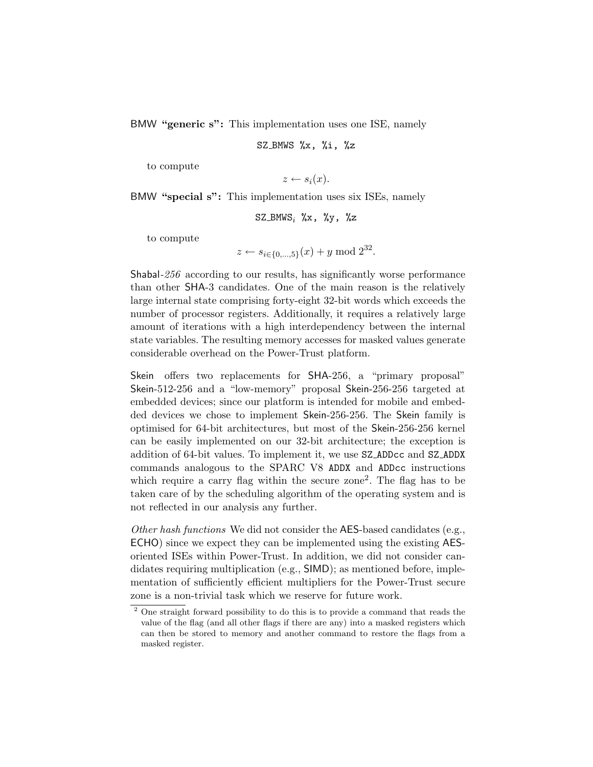**BMW "generic s":** This implementation uses one ISE, namely

```
SZ_BMWS %x, %i, %z
```

to compute

$$z \leftarrow s_i(x).$$

**BMW "special s":** This implementation uses six ISEs, namely

SZ_BMWS$_i$ %x, %y, %z

to compute

$$z \leftarrow s_{i \in \{0,\ldots,5\}}(x) + y \bmod 2^{32}.$$

Shabal-*256* according to our results, has significantly worse performance than other SHA-3 candidates. One of the main reason is the relatively large internal state comprising forty-eight 32-bit words which exceeds the number of processor registers. Additionally, it requires a relatively large amount of iterations with a high interdependency between the internal state variables. The resulting memory accesses for masked values generate considerable overhead on the Power-Trust platform.

Skein offers two replacements for SHA-256, a "primary proposal" Skein-512-256 and a "low-memory" proposal Skein-256-256 targeted at embedded devices; since our platform is intended for mobile and embedded devices we chose to implement Skein-256-256. The Skein family is optimised for 64-bit architectures, but most of the Skein-256-256 kernel can be easily implemented on our 32-bit architecture; the exception is addition of 64-bit values. To implement it, we use `SZ_ADDcc` and `SZ_ADDX` commands analogous to the SPARC V8 `ADDX` and `ADDcc` instructions which require a carry flag within the secure zone[2]. The flag has to be taken care of by the scheduling algorithm of the operating system and is not reflected in our analysis any further.

*Other hash functions* We did not consider the AES-based candidates (e.g., ECHO) since we expect they can be implemented using the existing AES-oriented ISEs within Power-Trust. In addition, we did not consider candidates requiring multiplication (e.g., SIMD); as mentioned before, implementation of sufficiently efficient multipliers for the Power-Trust secure zone is a non-trivial task which we reserve for future work.

[2] One straight forward possibility to do this is to provide a command that reads the value of the flag (and all other flags if there are any) into a masked registers which can then be stored to memory and another command to restore the flags from a masked register.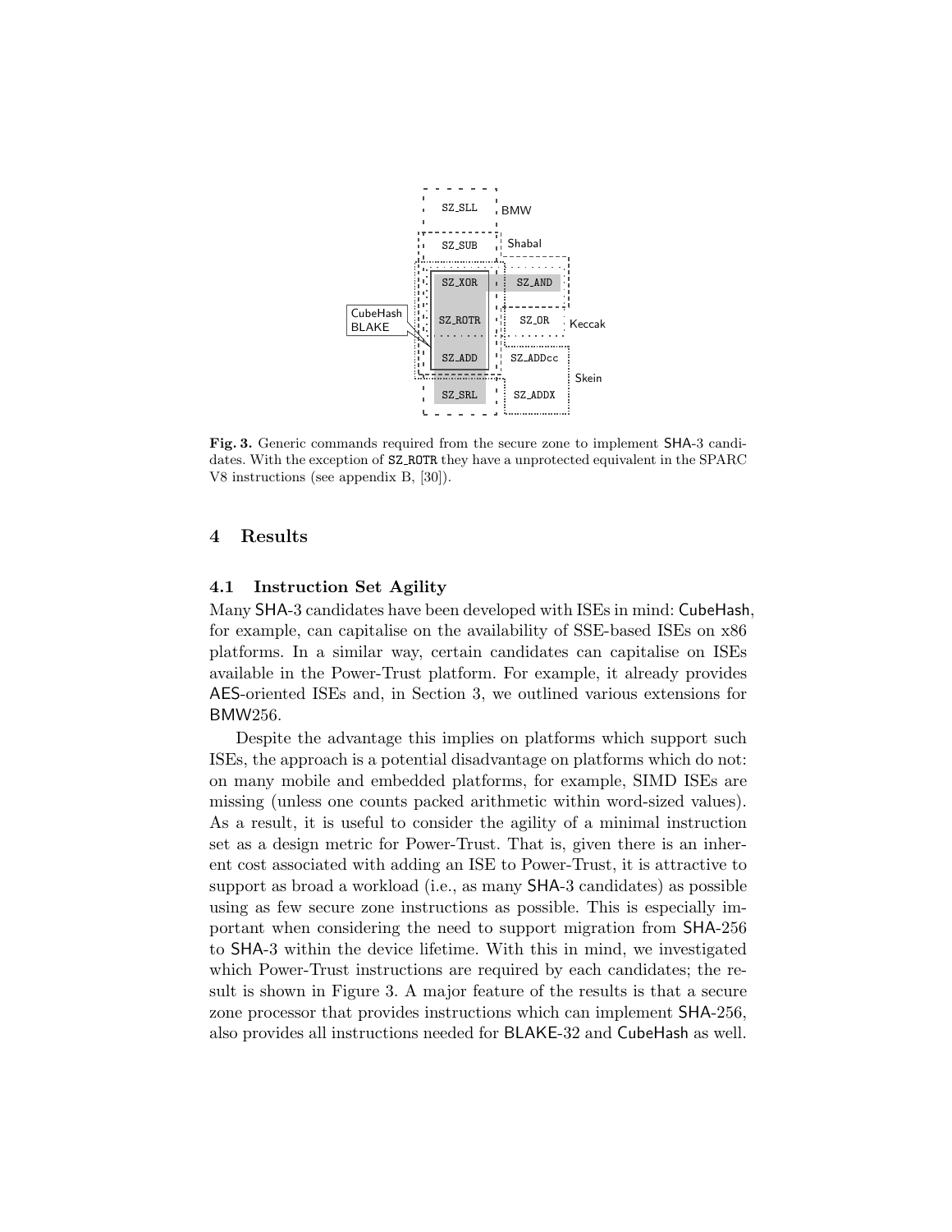**Fig. 3.** Generic commands required from the secure zone to implement SHA-3 candidates. With the exception of SZ_ROTR they have a unprotected equivalent in the SPARC V8 instructions (see appendix B, [30]).

## 4 Results

### 4.1 Instruction Set Agility

Many SHA-3 candidates have been developed with ISEs in mind: CubeHash, for example, can capitalise on the availability of SSE-based ISEs on x86 platforms. In a similar way, certain candidates can capitalise on ISEs available in the Power-Trust platform. For example, it already provides AES-oriented ISEs and, in Section 3, we outlined various extensions for BMW256.

Despite the advantage this implies on platforms which support such ISEs, the approach is a potential disadvantage on platforms which do not: on many mobile and embedded platforms, for example, SIMD ISEs are missing (unless one counts packed arithmetic within word-sized values). As a result, it is useful to consider the agility of a minimal instruction set as a design metric for Power-Trust. That is, given there is an inherent cost associated with adding an ISE to Power-Trust, it is attractive to support as broad a workload (i.e., as many SHA-3 candidates) as possible using as few secure zone instructions as possible. This is especially important when considering the need to support migration from SHA-256 to SHA-3 within the device lifetime. With this in mind, we investigated which Power-Trust instructions are required by each candidates; the result is shown in Figure 3. A major feature of the results is that a secure zone processor that provides instructions which can implement SHA-256, also provides all instructions needed for BLAKE-32 and CubeHash as well.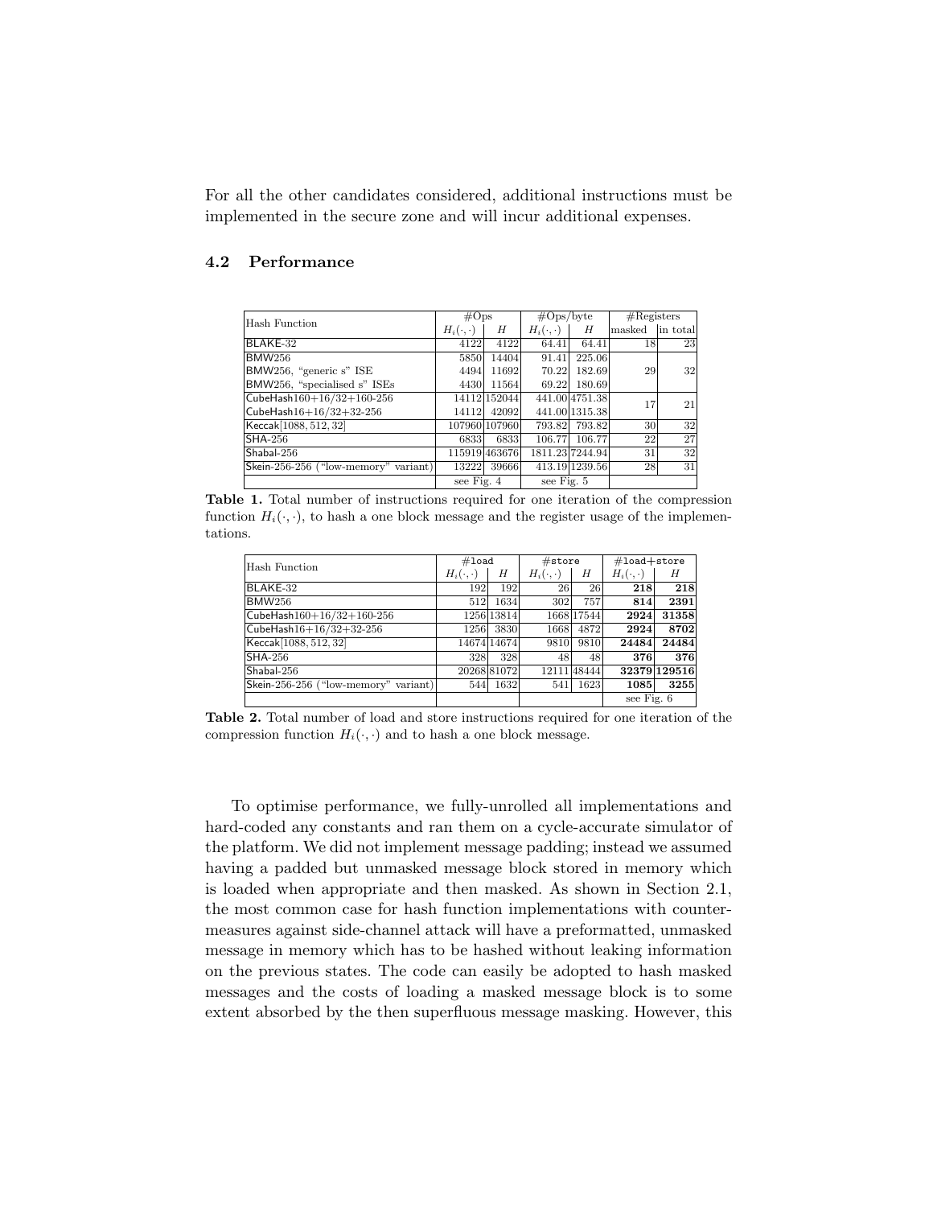For all the other candidates considered, additional instructions must be implemented in the secure zone and will incur additional expenses.

### 4.2 Performance

| Hash Function | #Ops | | #Ops/byte | | #Registers | |
|---|---|---|---|---|---|---|
| | $H_i(\cdot,\cdot)$ | $H$ | $H_i(\cdot,\cdot)$ | $H$ | masked | in total |
| BLAKE-32 | 4122 | 4122 | 64.41 | 64.41 | 18 | 23 |
| BMW256 | 5850 | 14404 | 91.41 | 225.06 | 29 | 32 |
| BMW256, "generic s" ISE | 4494 | 11692 | 70.22 | 182.69 | | |
| BMW256, "specialised s" ISEs | 4430 | 11564 | 69.22 | 180.69 | | |
| CubeHash160+16/32+160-256 | 14112 | 152044 | 441.00 | 4751.38 | 17 | 21 |
| CubeHash16+16/32+32-256 | 14112 | 42092 | 441.00 | 1315.38 | | |
| Keccak[1088, 512, 32] | 107960 | 107960 | 793.82 | 793.82 | 30 | 32 |
| SHA-256 | 6833 | 6833 | 106.77 | 106.77 | 22 | 27 |
| Shabal-256 | 115919 | 463676 | 1811.23 | 7244.94 | 31 | 32 |
| Skein-256-256 ("low-memory" variant) | 13222 | 39666 | 413.19 | 1239.56 | 28 | 31 |
| | see Fig. 4 | | see Fig. 5 | | | |

**Table 1.** Total number of instructions required for one iteration of the compression function $H_i(\cdot,\cdot)$, to hash a one block message and the register usage of the implementations.

| Hash Function | #load | | #store | | #load+store | |
|---|---|---|---|---|---|---|
| | $H_i(\cdot,\cdot)$ | $H$ | $H_i(\cdot,\cdot)$ | $H$ | $H_i(\cdot,\cdot)$ | $H$ |
| BLAKE-32 | 192 | 192 | 26 | 26 | **218** | **218** |
| BMW256 | 512 | 1634 | 302 | 757 | **814** | **2391** |
| CubeHash160+16/32+160-256 | 1256 | 13814 | 1668 | 17544 | **2924** | **31358** |
| CubeHash16+16/32+32-256 | 1256 | 3830 | 1668 | 4872 | **2924** | **8702** |
| Keccak[1088, 512, 32] | 14674 | 14674 | 9810 | 9810 | **24484** | **24484** |
| SHA-256 | 328 | 328 | 48 | 48 | **376** | **376** |
| Shabal-256 | 20268 | 81072 | 12111 | 48444 | **32379** | **129516** |
| Skein-256-256 ("low-memory" variant) | 544 | 1632 | 541 | 1623 | **1085** | **3255** |
| | | | | | see Fig. 6 | |

**Table 2.** Total number of load and store instructions required for one iteration of the compression function $H_i(\cdot,\cdot)$ and to hash a one block message.

To optimise performance, we fully-unrolled all implementations and hard-coded any constants and ran them on a cycle-accurate simulator of the platform. We did not implement message padding; instead we assumed having a padded but unmasked message block stored in memory which is loaded when appropriate and then masked. As shown in Section 2.1, the most common case for hash function implementations with countermeasures against side-channel attack will have a preformatted, unmasked message in memory which has to be hashed without leaking information on the previous states. The code can easily be adopted to hash masked messages and the costs of loading a masked message block is to some extent absorbed by the then superfluous message masking. However, this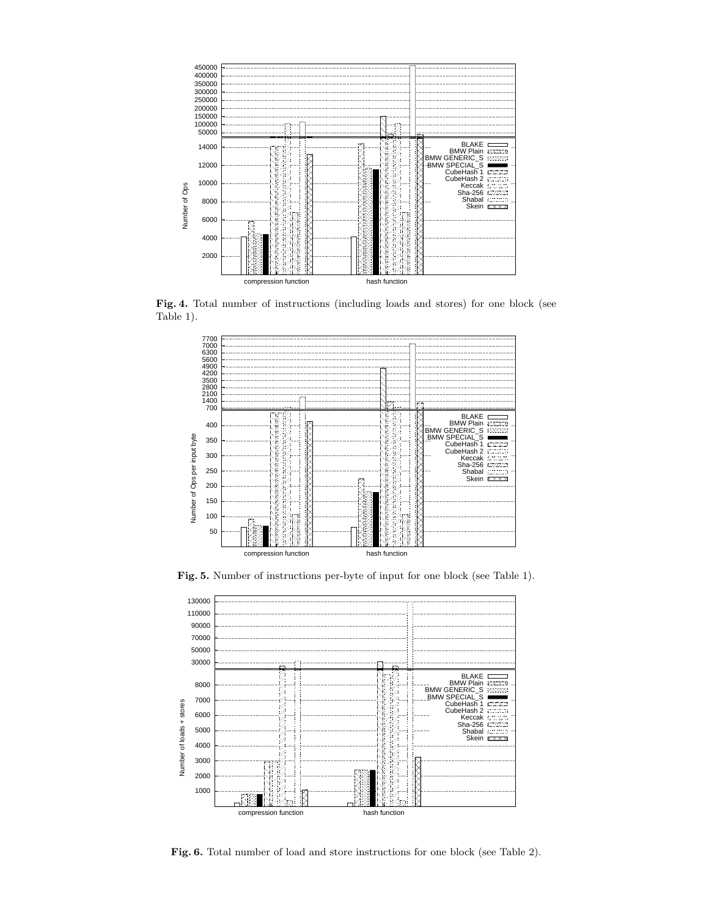**Fig. 4.** Total number of instructions (including loads and stores) for one block (see Table 1).

**Fig. 5.** Number of instructions per-byte of input for one block (see Table 1).

**Fig. 6.** Total number of load and store instructions for one block (see Table 2).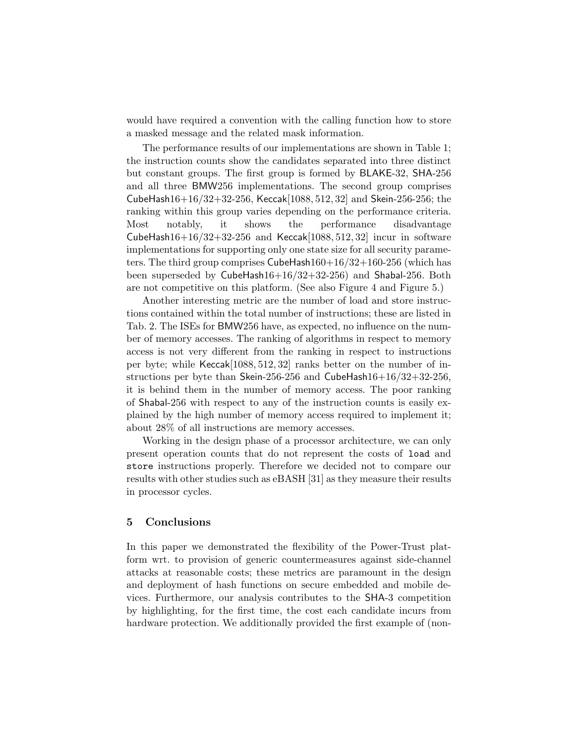would have required a convention with the calling function how to store a masked message and the related mask information.

The performance results of our implementations are shown in Table 1; the instruction counts show the candidates separated into three distinct but constant groups. The first group is formed by BLAKE-32, SHA-256 and all three BMW256 implementations. The second group comprises CubeHash16+16/32+32-256, Keccak[1088, 512, 32] and Skein-256-256; the ranking within this group varies depending on the performance criteria. Most notably, it shows the performance disadvantage CubeHash16+16/32+32-256 and Keccak[1088, 512, 32] incur in software implementations for supporting only one state size for all security parameters. The third group comprises CubeHash160+16/32+160-256 (which has been superseded by CubeHash16+16/32+32-256) and Shabal-256. Both are not competitive on this platform. (See also Figure 4 and Figure 5.)

Another interesting metric are the number of load and store instructions contained within the total number of instructions; these are listed in Tab. 2. The ISEs for BMW256 have, as expected, no influence on the number of memory accesses. The ranking of algorithms in respect to memory access is not very different from the ranking in respect to instructions per byte; while Keccak[1088, 512, 32] ranks better on the number of instructions per byte than Skein-256-256 and CubeHash16+16/32+32-256, it is behind them in the number of memory access. The poor ranking of Shabal-256 with respect to any of the instruction counts is easily explained by the high number of memory access required to implement it; about 28% of all instructions are memory accesses.

Working in the design phase of a processor architecture, we can only present operation counts that do not represent the costs of `load` and `store` instructions properly. Therefore we decided not to compare our results with other studies such as eBASH [31] as they measure their results in processor cycles.

## 5 Conclusions

In this paper we demonstrated the flexibility of the Power-Trust platform wrt. to provision of generic countermeasures against side-channel attacks at reasonable costs; these metrics are paramount in the design and deployment of hash functions on secure embedded and mobile devices. Furthermore, our analysis contributes to the SHA-3 competition by highlighting, for the first time, the cost each candidate incurs from hardware protection. We additionally provided the first example of (non-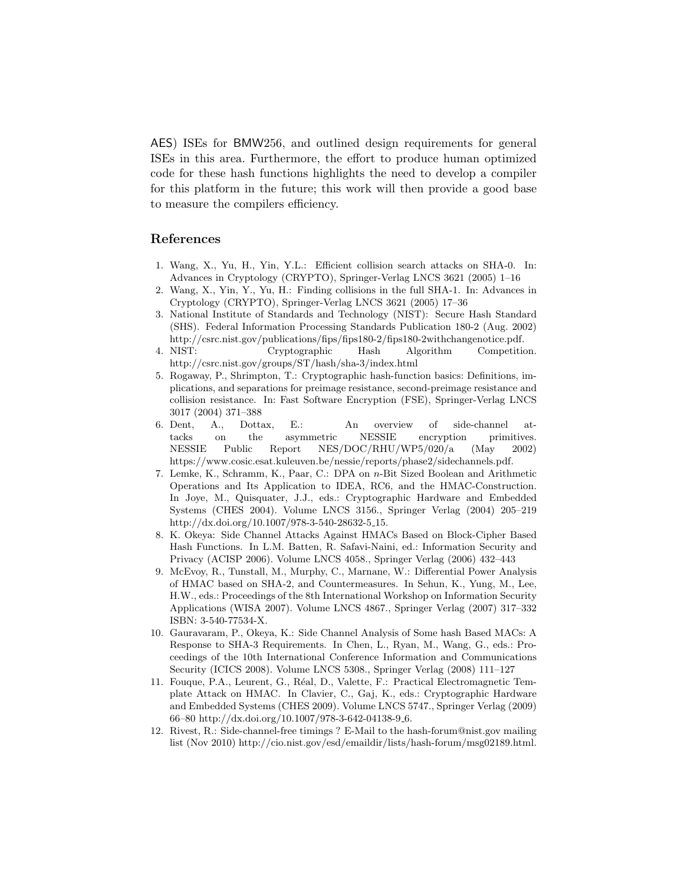AES) ISEs for BMW256, and outlined design requirements for general ISEs in this area. Furthermore, the effort to produce human optimized code for these hash functions highlights the need to develop a compiler for this platform in the future; this work will then provide a good base to measure the compilers efficiency.

## References

1. Wang, X., Yu, H., Yin, Y.L.: Efficient collision search attacks on SHA-0. In: Advances in Cryptology (CRYPTO), Springer-Verlag LNCS 3621 (2005) 1–16
2. Wang, X., Yin, Y., Yu, H.: Finding collisions in the full SHA-1. In: Advances in Cryptology (CRYPTO), Springer-Verlag LNCS 3621 (2005) 17–36
3. National Institute of Standards and Technology (NIST): Secure Hash Standard (SHS). Federal Information Processing Standards Publication 180-2 (Aug. 2002) http://csrc.nist.gov/publications/fips/fips180-2/fips180-2withchangenotice.pdf.
4. NIST: Cryptographic Hash Algorithm Competition. http://csrc.nist.gov/groups/ST/hash/sha-3/index.html
5. Rogaway, P., Shrimpton, T.: Cryptographic hash-function basics: Definitions, implications, and separations for preimage resistance, second-preimage resistance and collision resistance. In: Fast Software Encryption (FSE), Springer-Verlag LNCS 3017 (2004) 371–388
6. Dent, A., Dottax, E.: An overview of side-channel attacks on the asymmetric NESSIE encryption primitives. NESSIE Public Report NES/DOC/RHU/WP5/020/a (May 2002) https://www.cosic.esat.kuleuven.be/nessie/reports/phase2/sidechannels.pdf.
7. Lemke, K., Schramm, K., Paar, C.: DPA on $n$-Bit Sized Boolean and Arithmetic Operations and Its Application to IDEA, RC6, and the HMAC-Construction. In Joye, M., Quisquater, J.J., eds.: Cryptographic Hardware and Embedded Systems (CHES 2004). Volume LNCS 3156., Springer Verlag (2004) 205–219 http://dx.doi.org/10.1007/978-3-540-28632-5_15.
8. K. Okeya: Side Channel Attacks Against HMACs Based on Block-Cipher Based Hash Functions. In L.M. Batten, R. Safavi-Naini, ed.: Information Security and Privacy (ACISP 2006). Volume LNCS 4058., Springer Verlag (2006) 432–443
9. McEvoy, R., Tunstall, M., Murphy, C., Marnane, W.: Differential Power Analysis of HMAC based on SHA-2, and Countermeasures. In Sehun, K., Yung, M., Lee, H.W., eds.: Proceedings of the 8th International Workshop on Information Security Applications (WISA 2007). Volume LNCS 4867., Springer Verlag (2007) 317–332 ISBN: 3-540-77534-X.
10. Gauravaram, P., Okeya, K.: Side Channel Analysis of Some hash Based MACs: A Response to SHA-3 Requirements. In Chen, L., Ryan, M., Wang, G., eds.: Proceedings of the 10th International Conference Information and Communications Security (ICICS 2008). Volume LNCS 5308., Springer Verlag (2008) 111–127
11. Fouque, P.A., Leurent, G., Réal, D., Valette, F.: Practical Electromagnetic Template Attack on HMAC. In Clavier, C., Gaj, K., eds.: Cryptographic Hardware and Embedded Systems (CHES 2009). Volume LNCS 5747., Springer Verlag (2009) 66–80 http://dx.doi.org/10.1007/978-3-642-04138-9_6.
12. Rivest, R.: Side-channel-free timings ? E-Mail to the hash-forum@nist.gov mailing list (Nov 2010) http://cio.nist.gov/esd/emaildir/lists/hash-forum/msg02189.html.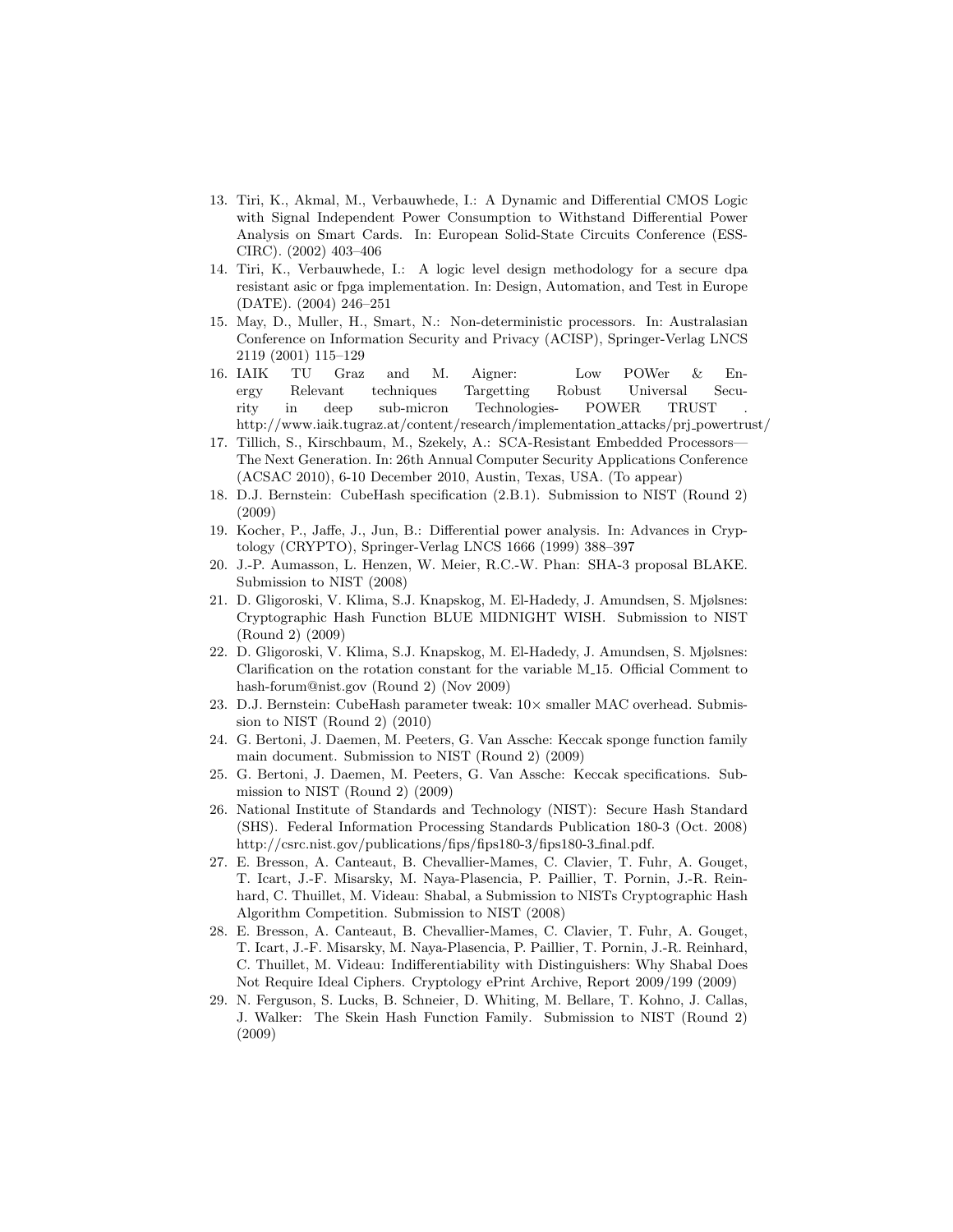13. Tiri, K., Akmal, M., Verbauwhede, I.: A Dynamic and Differential CMOS Logic with Signal Independent Power Consumption to Withstand Differential Power Analysis on Smart Cards. In: European Solid-State Circuits Conference (ESSCIRC). (2002) 403–406
14. Tiri, K., Verbauwhede, I.: A logic level design methodology for a secure dpa resistant asic or fpga implementation. In: Design, Automation, and Test in Europe (DATE). (2004) 246–251
15. May, D., Muller, H., Smart, N.: Non-deterministic processors. In: Australasian Conference on Information Security and Privacy (ACISP), Springer-Verlag LNCS 2119 (2001) 115–129
16. IAIK TU Graz and M. Aigner: Low POWer & Energy Relevant techniques Targetting Robust Universal Security in deep sub-micron Technologies- POWER TRUST . http://www.iaik.tugraz.at/content/research/implementation_attacks/prj_powertrust/
17. Tillich, S., Kirschbaum, M., Szekely, A.: SCA-Resistant Embedded Processors—The Next Generation. In: 26th Annual Computer Security Applications Conference (ACSAC 2010), 6-10 December 2010, Austin, Texas, USA. (To appear)
18. D.J. Bernstein: CubeHash specification (2.B.1). Submission to NIST (Round 2) (2009)
19. Kocher, P., Jaffe, J., Jun, B.: Differential power analysis. In: Advances in Cryptology (CRYPTO), Springer-Verlag LNCS 1666 (1999) 388–397
20. J.-P. Aumasson, L. Henzen, W. Meier, R.C.-W. Phan: SHA-3 proposal BLAKE. Submission to NIST (2008)
21. D. Gligoroski, V. Klima, S.J. Knapskog, M. El-Hadedy, J. Amundsen, S. Mjølsnes: Cryptographic Hash Function BLUE MIDNIGHT WISH. Submission to NIST (Round 2) (2009)
22. D. Gligoroski, V. Klima, S.J. Knapskog, M. El-Hadedy, J. Amundsen, S. Mjølsnes: Clarification on the rotation constant for the variable M_15. Official Comment to hash-forum@nist.gov (Round 2) (Nov 2009)
23. D.J. Bernstein: CubeHash parameter tweak: 10× smaller MAC overhead. Submission to NIST (Round 2) (2010)
24. G. Bertoni, J. Daemen, M. Peeters, G. Van Assche: Keccak sponge function family main document. Submission to NIST (Round 2) (2009)
25. G. Bertoni, J. Daemen, M. Peeters, G. Van Assche: Keccak specifications. Submission to NIST (Round 2) (2009)
26. National Institute of Standards and Technology (NIST): Secure Hash Standard (SHS). Federal Information Processing Standards Publication 180-3 (Oct. 2008) http://csrc.nist.gov/publications/fips/fips180-3/fips180-3_final.pdf.
27. E. Bresson, A. Canteaut, B. Chevallier-Mames, C. Clavier, T. Fuhr, A. Gouget, T. Icart, J.-F. Misarsky, M. Naya-Plasencia, P. Paillier, T. Pornin, J.-R. Reinhard, C. Thuillet, M. Videau: Shabal, a Submission to NISTs Cryptographic Hash Algorithm Competition. Submission to NIST (2008)
28. E. Bresson, A. Canteaut, B. Chevallier-Mames, C. Clavier, T. Fuhr, A. Gouget, T. Icart, J.-F. Misarsky, M. Naya-Plasencia, P. Paillier, T. Pornin, J.-R. Reinhard, C. Thuillet, M. Videau: Indifferentiability with Distinguishers: Why Shabal Does Not Require Ideal Ciphers. Cryptology ePrint Archive, Report 2009/199 (2009)
29. N. Ferguson, S. Lucks, B. Schneier, D. Whiting, M. Bellare, T. Kohno, J. Callas, J. Walker: The Skein Hash Function Family. Submission to NIST (Round 2) (2009)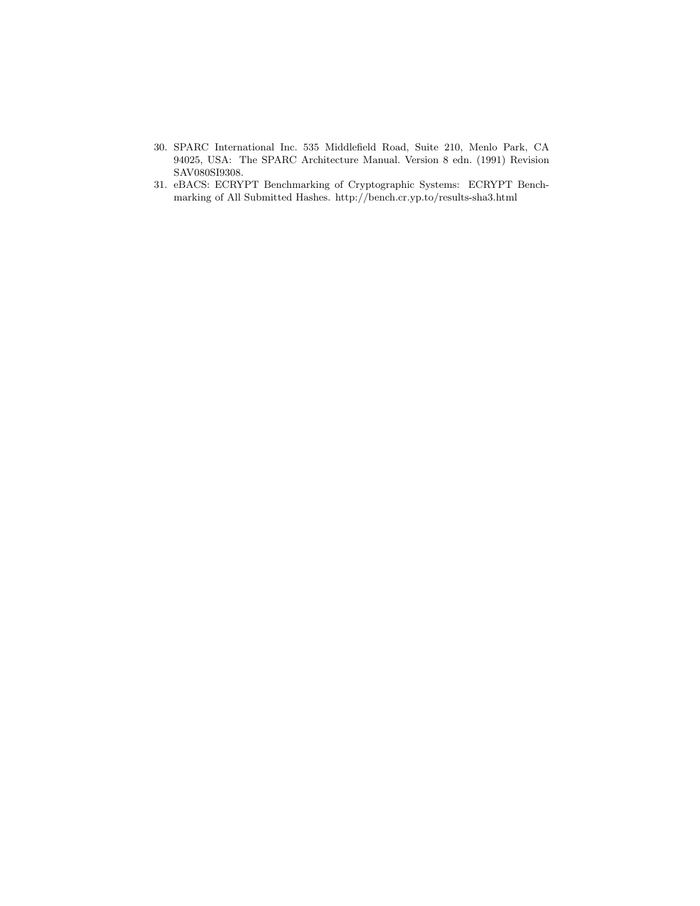30. SPARC International Inc. 535 Middlefield Road, Suite 210, Menlo Park, CA 94025, USA: The SPARC Architecture Manual. Version 8 edn. (1991) Revision SAV080SI9308.
31. eBACS: ECRYPT Benchmarking of Cryptographic Systems: ECRYPT Benchmarking of All Submitted Hashes. http://bench.cr.yp.to/results-sha3.html